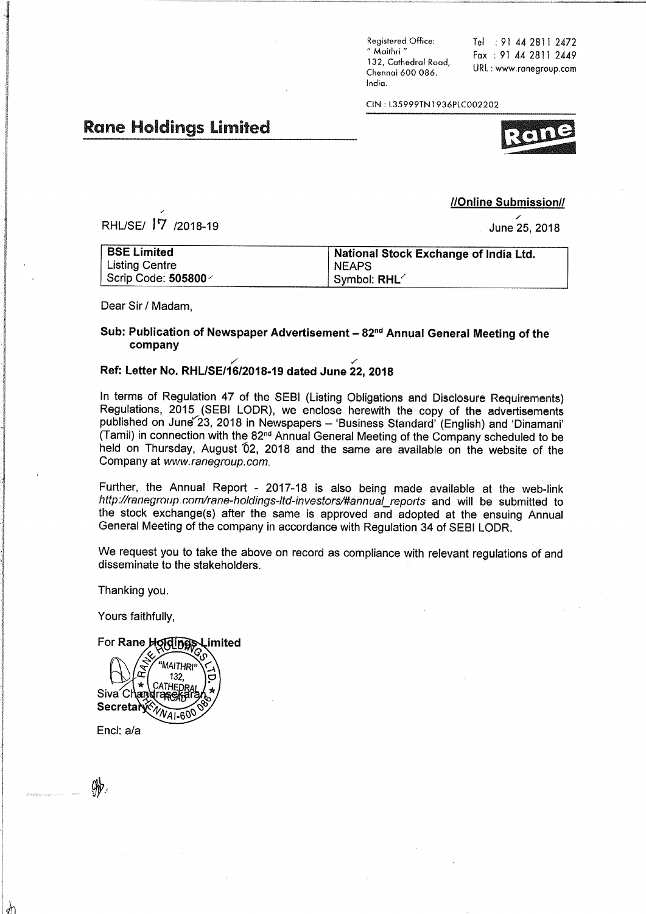Registered Office:
" Maithri "
132, Cathedral Road,
Chennai 600 086.
India.

Tel : 91 44 2811 2472
Fax : 91 44 2811 2449
URL : www.ranegroup.com

CIN : L35999TN1936PLC002202

# Rane Holdings Limited

**//Online Submission//**

RHL/SE/ 17 /2018-19

June 25, 2018

| **BSE Limited** | **National Stock Exchange of India Ltd.** |
|---|---|
| Listing Centre | NEAPS |
| Scrip Code: **505800** | Symbol: **RHL** |

Dear Sir / Madam,

**Sub: Publication of Newspaper Advertisement – 82nd Annual General Meeting of the company**

**Ref: Letter No. RHL/SE/16/2018-19 dated June 22, 2018**

In terms of Regulation 47 of the SEBI (Listing Obligations and Disclosure Requirements) Regulations, 2015 (SEBI LODR), we enclose herewith the copy of the advertisements published on June 23, 2018 in Newspapers – 'Business Standard' (English) and 'Dinamani' (Tamil) in connection with the 82nd Annual General Meeting of the Company scheduled to be held on Thursday, August 02, 2018 and the same are available on the website of the Company at *www.ranegroup.com.*

Further, the Annual Report - 2017-18 is also being made available at the web-link *http://ranegroup.com/rane-holdings-ltd-investors/#annual_reports* and will be submitted to the stock exchange(s) after the same is approved and adopted at the ensuing Annual General Meeting of the company in accordance with Regulation 34 of SEBI LODR.

We request you to take the above on record as compliance with relevant regulations of and disseminate to the stakeholders.

Thanking you.

Yours faithfully,

For **Rane Holdings Limited**

Siva Chandrasekaran
**Secretary**

Encl: a/a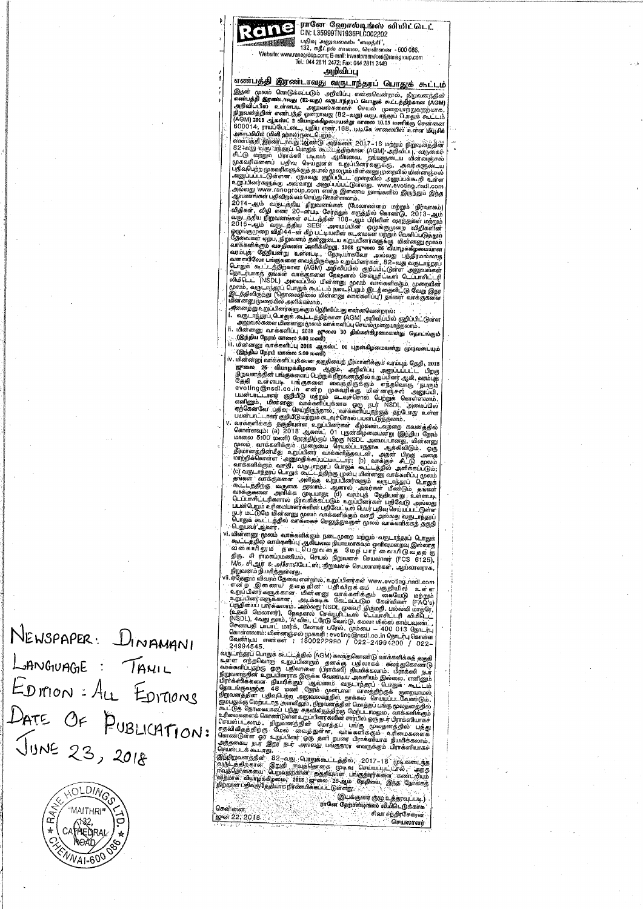# ரானே ஹோல்டிங்ஸ் லிமிடெட்

CIN: L35999TN1936PLC002202

பதிவு அலுவலகம்: "மைத்ரி", 132, கதீட்ரல் சாலை, சென்னை - 600 086.

Website: www.ranegroup.com; E-mail: investorservices@ranegroup.com

Tel.: 044 2811 2472; Fax: 044 2811 2449

## அறிவிப்பு

## எண்பத்தி இரண்டாவது வருடாந்திரப் பொதுக் கூட்டம்

இதன் மூலம் கொடுக்கப்படும் அறிவிப்பு என்னவென்றால், நிறுவனத்தின் **எண்பத்தி இரண்டாவது (82-வது) வருடாந்திரப் பொதுக் கூட்டத்திற்கான (AGM)** அறிவிப்பில் உள்ளபடி அலுவல்களைச் செயல் முறைப்படுத்துவதற்காக, நிறுவனத்தின் எண்பத்தி இரண்டாவது (82-வது) வருடாந்திரப் பொதுக் கூட்டம் (AGM) **2018 ஆகஸ்ட் 2 வியாழக்கிழமையன்று காலை 10.15 மணிக்கு சென்னை 600014, ராயப்பேட்டை, புதிய எண்.168, டி.டி.கே சாலையில் உள்ள மியூசிக் அகாடமியில் (மினி ஹால்)** நடைபெறும்.

எண்பத்தி இரண்டாவது ஆண்டு அறிக்கை 2017-18 மற்றும் நிறுவனத்தின் 82-வது வருடாந்திரப் பொதுக் கூட்டத்திற்கான (AGM) அறிவிப்பு, வருகைச் சீட்டு மற்றும் பிராக்ஸி படிவம் ஆகியவை, தங்களுடைய மின்னஞ்சல் முகவரிகளைப் பதிவு செய்துள்ள உறுப்பினர்களுக்கு, அவர்களுடைய பதிவுபெற்ற முகவரிகளுக்குத் தபால் மூலமும் மின்னணு முறையில் மின்னஞ்சல் அனுப்பப்பட்டுள்ளன. ஏதாவது குறிப்பிட்ட முறையில் அனுப்பக்கூடும் உள்ள உறுப்பினர்களுக்கு அவ்வாறு அனுப்பப்பட்டுள்ளது. www.evoting.nsdl.com அல்லது www.ranegroup.com என்ற இணைய தளங்களில் இருந்தும் இந்த ஆவணங்களை பதிவிறக்கம் செய்து கொள்ளலாம்.

2014-ஆம் வருடத்திய நிறுவனங்கள் (மேலாண்மை மற்றும் நிர்வாகம்) விதிகள், விதி எண் 20-ன்படி சேர்த்துக் கருத்தில் கொண்டு, 2013-ஆம் வருடத்திய நிறுவனங்கள் சட்டத்தின் 108-ஆம் பிரிவின் வரைமுறைகள் மற்றும் 2015-ஆம் வருடத்திய SEBI அமைப்பின் ஒழுங்குமுறை விதிகளின் ஒழுங்குமுறை விதி 44-ன் கீழ் பட்டியலின் கடமைகள் மற்றும் வெளிப்படுத்துதல் தேவைகள் ஏற்ப, நிறுவனம் தன்னுடைய உறுப்பினர்களுக்கு மின்னணு மூலம் வாக்களிக்கும் வசதியினை அளிக்கிறது. 2018 ஜூலை 26 வியாழக்கிழமையன்று வரம்புத் தேதியன்று உள்ளபடி, நேரடியாகவோ அல்லது பத்திரமல்லாத வகையிலோ பங்குகளை வைத்திருக்கும் உறுப்பினர்கள், 82-வது வருடாந்திரப் பொதுக் கூட்டத்திற்கான (AGM) அறிவிப்பில் குறிப்பிட்டுள்ள அலுவல்கள் தொடர்பாகத் தங்கள் வாக்குகளை நேஷனல் செக்யூரிட்டீஸ் டெபாசிட்டரி லிமிடெட் (NSDL) அமைப்பில் மின்னணு மூலம் வாக்களிக்கும் முறையின் மூலம், வருடாந்திரப் பொதுக் கூட்டம் நடைபெறும் இடத்தைவிட்டு வேறு இடத்திலிருந்து ('தொலைவிலிருந்து மின்னணு வாக்களிப்பு') தங்கள் வாக்குகளை மின்னணு முறையில் அளிக்கலாம்.

அனைத்து உறுப்பினர்களுக்கும் தெரிவிப்பது என்னவென்றால்:

i. வருடாந்திரப் பொதுக் கூட்டத்திற்கான (AGM) அறிவிப்பில் குறிப்பிட்டுள்ள அலுவல்களை மின்னணு மூலம் வாக்களிப்பு செயல்முறைப்படுத்தலாம்.

ii. **மின்னணு வாக்களிப்பு 2018 ஜூலை 30 திங்கள்கிழமையன்று தொடங்கும் (இந்திய நேரம் காலை 9:00 மணி)**

iii. **மின்னணு வாக்களிப்பு 2018 ஆகஸ்ட் 01 புதன்கிழமையன்று முடிவடையும் (இந்திய நேரம் மாலை 5:00 மணி)**

iv. மின்னணு வாக்களிப்புக்கான தகுதியைத் தீர்மானிக்கும் வரம்புத் தேதி, **2018 ஜூலை 26 வியாழக்கிழமை** ஆகும். அறிவிப்பு அனுப்பப்பட்ட பிறகு நிறுவனத்தின் பங்குகளைப் பெற்று நிறுவனத்தின் உறுப்பினர் ஆகி, வரம்புத் தேதி உள்ளபடி பங்குகளை வைத்திருக்கும் எந்தவொரு நபரும் evoting@nsdl.co.in என்ற முகவரிக்கு மின்னஞ்சல் அனுப்பி, பயனாளர் குறியீடு மற்றும் கடவுச்சொல் பெற்றுக் கொள்ளலாம். எனினும், மின்னணு வாக்களிப்புக்காக ஒரு நபர் NSDL அமைப்பில் ஏற்கெனவே பதிவு செய்திருந்தால், வாக்களிப்பதற்குத் தற்போது உள்ள பயனாளர் குறியீடு மற்றும் கடவுச்சொல் பயன்படுத்தலாம்.

v. வாக்களிக்கத் தகுதியுள்ள உறுப்பினர்கள் கீழ்க்கண்டவற்றை கவனத்தில் கொள்ளவும்: (a) 2018 ஆகஸ்ட் 01 புதன்கிழமையன்று (இந்திய நேரம் மாலை 5:00 மணி) நேரத்திற்குப் பிறகு NSDL அமைப்பானது, மின்னணு மூலம் வாக்களிக்கும் முறையை செயலிழக்கச் செய்துவிடும். ஒரு தீர்மானத்தின்மீது உறுப்பினர் வாக்களித்தவுடன், அதன் பிறகு அதை மாற்றிக்கொள்ள அனுமதிக்கப்படமாட்டார்; (b) வாக்குச் சீட்டு மூலம் வாக்களிக்கும் வசதி, வருடாந்திரப் பொதுக் கூட்டத்தில் அளிக்கப்படும்; (c) வருடாந்திரப் பொதுக் கூட்டத்திற்கு முன்பு மின்னணு வாக்களிப்பு மூலம் தங்கள் வாக்குகளை அளித்த உறுப்பினர்களும் வருடாந்திரப் பொதுக் கூட்டத்திற்கு வருகை தரலாம். ஆனால் அவர்கள் மீண்டும் தங்கள் வாக்குகளை அளிக்க முடியாது; (d) வரம்புத் தேதியன்று உள்ளபடி டெபாசிட்டரிகளால் நிர்வகிக்கப்படும் உறுப்பினர்கள் பதிவேடு அல்லது பயன்பெறும் உரிமையாளர்களின் பதிவேட்டில் பெயர் பதிவு செய்யப்பட்டுள்ள நபர் மட்டுமே மின்னணு மூலம் வாக்களிக்கும் வசதி அல்லது வருடாந்திரப் பொதுக் கூட்டத்தில் வாக்குச் சீட்டு மூலம் வாக்களிக்கத் தகுதி பெறுபவர் ஆவார்.

vi. மின்னணு மூலம் வாக்களிக்கும் நடைமுறை மற்றும் வருடாந்திரப் பொதுக் கூட்டத்தில் வாக்களிப்பு ஆகியவை நியாயமாகவும் வெளிப்படையாகவும் நடைபெறுவதை மேற்பார்வையிடுவதற்கு திரு. சி ராமசுப்ரமணியம், செயல் நிறுவனச் செயலாளர் (FCS 6125), M/s. சி.ஆர் & அசோசியேட்ஸ், நிறுவனச் செயலாளர்கள், ஆய்வாளராக, நிறுவனம் நியமித்துள்ளது.

vii. ஏதேனும் விவரம் தேவை என்றால், உறுப்பினர்கள் www.evoting.nsdl.com என்ற இணைய தளத்தின் பதிவிறக்கம் பகுதியில் உள்ள உறுப்பினர்களுக்கான மின்னணு வாக்களிக்கும் கையேடு மற்றும் உறுப்பினர்களுக்கான அடிக்கடி கேட்கப்படும் கேள்விகள் (FAQ's) பகுதியைப் பார்க்கலாம். அல்லது NSDL முகவரி திருமதி. பல்லவி மாத்ரே, (உதவி மேலாளர்), நேஷனல் செக்யூரிட்டீஸ் டெபாசிட்டரி லிமிடெட் (NSDL), 4வது தளம், 'A' விங், ட்ரேட் வேர்ல்ட், கமலா மில்ஸ் காம்பவுண்ட், சேனாபதி பாபட் மார்க், லோவர் பரேல், மும்பை – 400 013 தொடர்பு கொள்ளலாம்: மின்னஞ்சல் முகவரி: evoting@nsdl.co.in தொடர்பு கொள்ள வேண்டிய எண்கள்: 1800222990 / 022-24994600 / 022-24994545.

வருடாந்திரப் பொதுக் கூட்டத்தில் (AGM) கலந்துகொண்டு வாக்களிக்கத் தகுதி உள்ள எந்தவொரு உறுப்பினரும் தனக்கு பதிலாகக் கலந்துகொண்டு வாக்களிப்பதற்கு ஒரு பதிலாளை (பிராக்ஸி) நியமிக்கலாம். பிராக்ஸி நபர் நிறுவனத்தின் உறுப்பினராக இருக்க வேண்டிய அவசியம் இல்லை. எனினும் பிராக்ஸிகளை நியமிக்கும் ஆவணம் வருடாந்திரப் பொதுக் கூட்டம் தொடங்குவதற்கு 48 மணி நேரம் முன்பான காலத்திற்குக் குறையாமல் நிறுவனத்தின் பதிவுபெற்ற அலுவலகத்தில் தாக்கல் செய்யப்பட வேண்டும். ஐம்பதுக்கு மேற்படாத அளவிலும், நிறுவனத்தின் மொத்தப் பங்கு மூலதனத்தில் கூட்டுத் தொகையாகப் பத்து சதவிகிதத்திற்கு மேற்படாமலும், வாக்களிக்கும் உரிமைகளைக் கொண்டுள்ள உறுப்பினர்களின் சார்பில் ஒரு நபர் பிராக்ஸியாகச் செயல்படலாம். நிறுவனத்தின் மொத்தப் பங்கு மூலதனத்தில் பத்து சதவிகிதத்திற்கு மேல் வைத்துள்ள, வாக்களிக்கும் உரிமைகளைக் கொண்டுள்ள ஓர் உறுப்பினர் ஒரு தனி நபரை பிராக்ஸியாக நியமிக்கலாம். அத்தகைய நபர் இதர நபர் அல்லது பங்குதாரர் எவருக்கும் பிராக்ஸியாகச் செயல்படக் கூடாது.

இந்நிறுவனத்தின் 82-வது பொதுக்கூட்டத்தில், 2017-18 முடிவடைந்த வருடத்திற்கான இறுதி ஈவுத்தொகை முடிவு செய்யப்பட்டால், அந்த ஈவுத்தொகையை பெறுவதற்கான தகுதியுள்ள பங்குதாரர்களை கண்டறியும் விதமாக வியாழக்கிழமை, 2018 ஜூலை 26-ஆம் தேதியை, இந்த நோக்கத்திற்கான பதிவுத்தேதியாக நிர்ணயிக்கப்பட்டுள்ளது.

(இயக்குனர் குழு உத்தரவுப்படி)
ரானே ஹோல்டிங்ஸ் லிமிடெட்டுக்காக
சிவா சந்திரசேகரன்
செயலாளர்

சென்னை
ஜூன் 22, 2018

NEWSPAPER: DINAMANI
LANGUAGE: TAMIL
EDITION: ALL EDITIONS
DATE OF PUBLICATION: JUNE 23, 2018

RANE HOLDINGS LTD. "MAITHRI" 132, CATHEDRAL ROAD, CHENNAI-600 086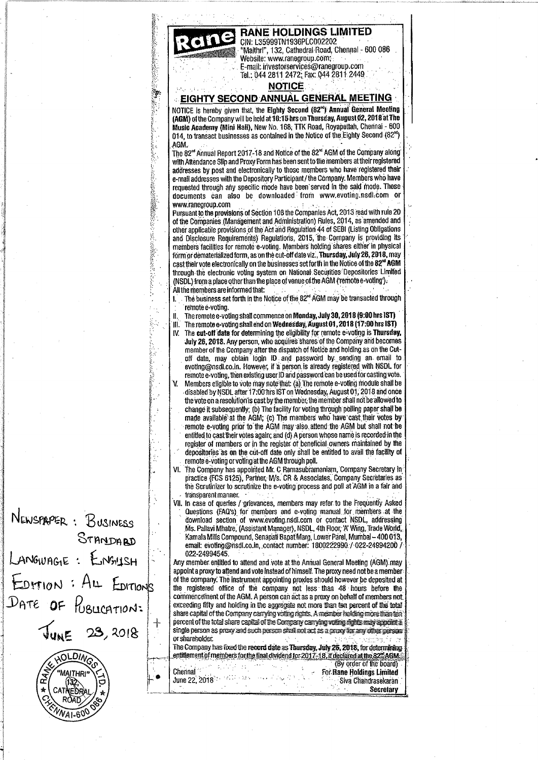**Rane**

# RANE HOLDINGS LIMITED

CIN: L35999TN1936PLC002202

"Maithri", 132, Cathedral Road, Chennai - 600 086

Website: www.ranegroup.com;

E-mail: investorservices@ranegroup.com

Tel.: 044 2811 2472; Fax: 044 2811 2449

## NOTICE

## EIGHTY SECOND ANNUAL GENERAL MEETING

NOTICE is hereby given that, the **Eighty Second (82nd) Annual General Meeting (AGM)** of the Company will be held at **10:15 hrs on Thursday, August 02, 2018 at The Music Academy (Mini Hall)**, New No. 168, TTK Road, Royapettah, Chennai - 600 014, to transact businesses as contained in the Notice of the Eighty Second (82nd) AGM.

The 82nd Annual Report 2017-18 and Notice of the 82nd AGM of the Company along with Attendance Slip and Proxy Form has been sent to the members at their registered addresses by post and electronically to those members who have registered their e-mail addresses with the Depository Participant / the Company. Members who have requested through any specific mode have been served in the said mode. These documents can also be downloaded from www.evoting.nsdl.com or www.ranegroup.com

Pursuant to the provisions of Section 108 the Companies Act, 2013 read with rule 20 of the Companies (Management and Administration) Rules, 2014, as amended and other applicable provisions of the Act and Regulation 44 of SEBI (Listing Obligations and Disclosure Requirements) Regulations, 2015, the Company is providing its members facilities for remote e-voting. Members holding shares either in physical form or dematerialized form, as on the cut-off date viz., **Thursday, July 26, 2018**, may cast their vote electronically on the businesses set forth in the Notice of the **82nd AGM** through the electronic voting system on National Securities Depositories Limited (NSDL) from a place other than the place of venue of the AGM ('remote e-voting').

All the members are informed that:

I. The business set forth in the Notice of the 82nd AGM may be transacted through remote e-voting.

II. The remote e-voting shall commence on **Monday, July 30, 2018 (9:00 hrs IST)**

III. The remote e-voting shall end on **Wednesday, August 01, 2018 (17:00 hrs IST)**

IV. The **cut-off date** for determining the eligibility for remote e-voting is **Thursday, July 26, 2018.** Any person, who acquires shares of the Company and becomes member of the Company after the dispatch of Notice and holding as on the Cut-off date, may obtain login ID and password by sending an email to evoting@nsdl.co.in. However, if a person is already registered with NSDL for remote e-voting, then existing user ID and password can be used for casting vote.

V. Members eligible to vote may note that: (a) The remote e-voting module shall be disabled by NSDL after 17:00 hrs IST on Wednesday, August 01, 2018 and once the vote on a resolution is cast by the member, the member shall not be allowed to change it subsequently; (b) The facility for voting through polling paper shall be made available at the AGM; (c) The members who have cast their votes by remote e-voting prior to the AGM may also attend the AGM but shall not be entitled to cast their votes again; and (d) A person whose name is recorded in the register of members or in the register of beneficial owners maintained by the depositories as on the cut-off date only shall be entitled to avail the facility of remote e-voting or voting at the AGM through poll.

VI. The Company has appointed Mr. C Ramasubramaniam, Company Secretary in practice (FCS 6125), Partner, M/s. CR & Associates, Company Secretaries as the Scrutinizer to scrutinize the e-voting process and poll at AGM in a fair and transparent manner.

VII. In case of queries / grievances, members may refer to the Frequently Asked Questions (FAQ's) for members and e-voting manual for members at the download section of www.evoting.nsdl.com or contact NSDL, addressing Ms. Pallavi Mhatre, (Assistant Manager), NSDL, 4th Floor, 'A' Wing, Trade World, Kamala Mills Compound, Senapati Bapat Marg, Lower Parel, Mumbai – 400 013, email: evoting@nsdl.co.in, contact number: 1800222990 / 022-24994200 / 022-24994545.

Any member entitled to attend and vote at the Annual General Meeting (AGM) may appoint a proxy to attend and vote instead of himself. The proxy need not be a member of the company. The instrument appointing proxies should however be deposited at the registered office of the company not less than 48 hours before the commencement of the AGM. A person can act as a proxy on behalf of members not exceeding fifty and holding in the aggregate not more than ten percent of the total share capital of the Company carrying voting rights. A member holding more than ten percent of the total share capital of the Company carrying voting rights may appoint a single person as proxy and such person shall not act as a proxy for any other person or shareholder.

The Company has fixed the **record date** as **Thursday, July 26, 2018**, for determining entitlement of members for the final dividend for 2017-18, if declared at the 82nd AGM.

(By order of the board)

For **Rane Holdings Limited**

Siva Chandrasekaran

**Secretary**

Chennai

June 22, 2018

NEWSPAPER : BUSINESS STANDARD

LANGUAGE : ENGLISH

EDITION : ALL EDITIONS

DATE OF PUBLICATION: JUNE 23, 2018